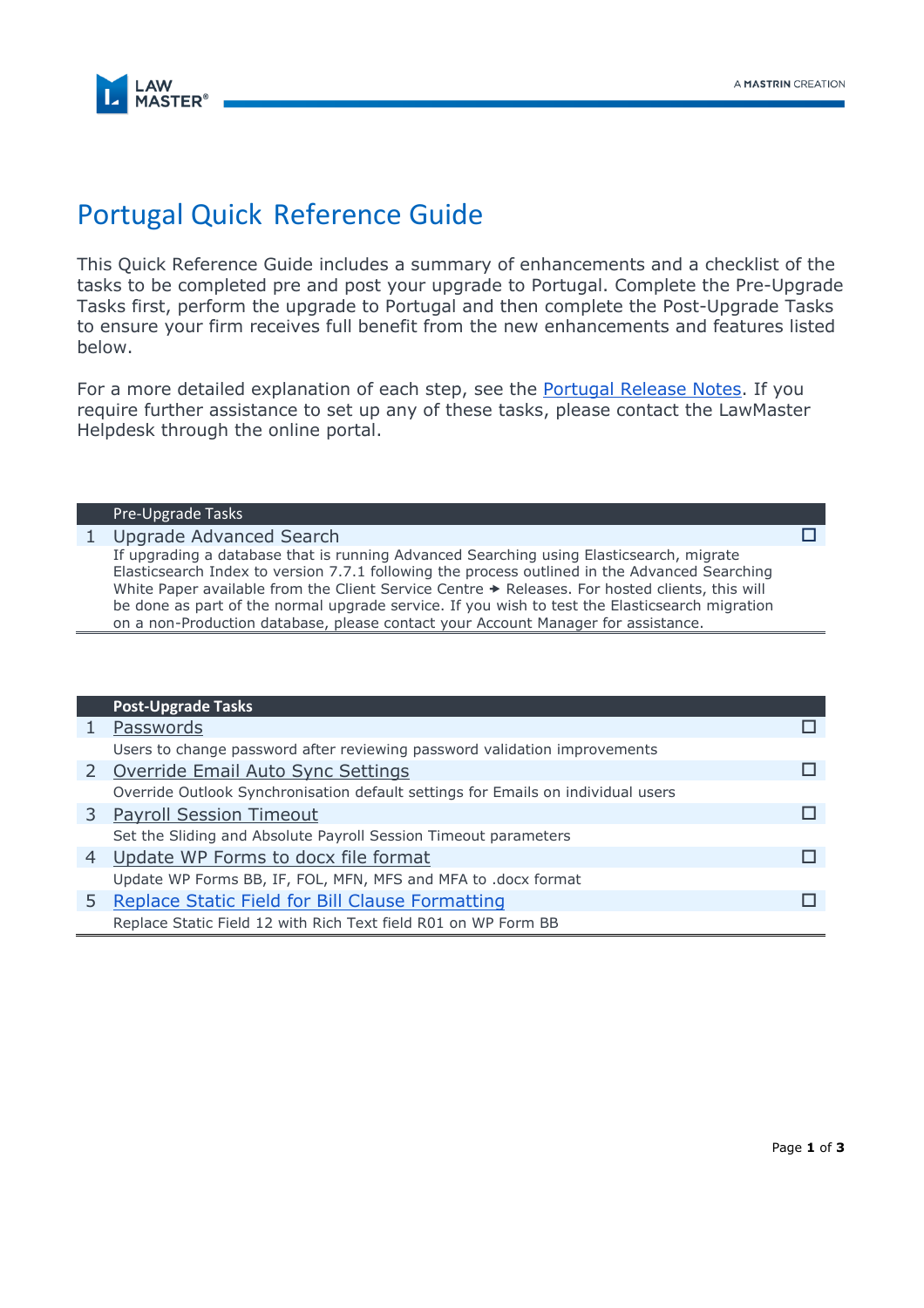# Portugal Quick Reference Guide

This Quick Reference Guide includes a summary of enhancements and a checklist of the tasks to be completed pre and post your upgrade to Portugal. Complete the Pre-Upgrade Tasks first, perform the upgrade to Portugal and then complete the Post-Upgrade Tasks to ensure your firm receives full benefit from the new enhancements and features listed below.

For a more detailed explanation of each step, see the Portugal Release Notes. If you require further assistance to set up any of these tasks, please contact the LawMaster Helpdesk through the online portal.

| | Pre-Upgrade Tasks | |
|---|---|---|
| 1 | Upgrade Advanced Search | ☐ |
| | If upgrading a database that is running Advanced Searching using Elasticsearch, migrate Elasticsearch Index to version 7.7.1 following the process outlined in the Advanced Searching White Paper available from the Client Service Centre → Releases. For hosted clients, this will be done as part of the normal upgrade service. If you wish to test the Elasticsearch migration on a non-Production database, please contact your Account Manager for assistance. | |

| | **Post-Upgrade Tasks** | |
|---|---|---|
| 1 | Passwords | ☐ |
| | Users to change password after reviewing password validation improvements | |
| 2 | Override Email Auto Sync Settings | ☐ |
| | Override Outlook Synchronisation default settings for Emails on individual users | |
| 3 | Payroll Session Timeout | ☐ |
| | Set the Sliding and Absolute Payroll Session Timeout parameters | |
| 4 | Update WP Forms to docx file format | ☐ |
| | Update WP Forms BB, IF, FOL, MFN, MFS and MFA to .docx format | |
| 5 | Replace Static Field for Bill Clause Formatting | ☐ |
| | Replace Static Field 12 with Rich Text field R01 on WP Form BB | |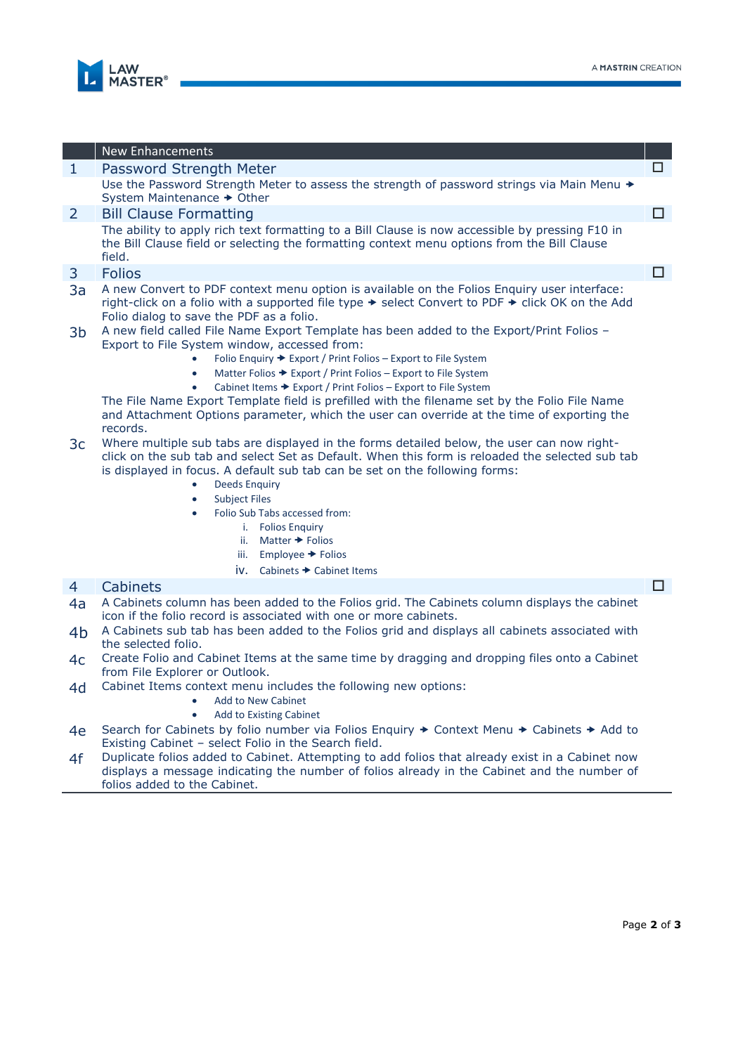## New Enhancements

### 1 Password Strength Meter ☐

Use the Password Strength Meter to assess the strength of password strings via Main Menu → System Maintenance → Other

### 2 Bill Clause Formatting ☐

The ability to apply rich text formatting to a Bill Clause is now accessible by pressing F10 in the Bill Clause field or selecting the formatting context menu options from the Bill Clause field.

### 3 Folios ☐

**3a** A new Convert to PDF context menu option is available on the Folios Enquiry user interface: right-click on a folio with a supported file type → select Convert to PDF → click OK on the Add Folio dialog to save the PDF as a folio.

**3b** A new field called File Name Export Template has been added to the Export/Print Folios – Export to File System window, accessed from:

- Folio Enquiry → Export / Print Folios – Export to File System
- Matter Folios → Export / Print Folios – Export to File System
- Cabinet Items → Export / Print Folios – Export to File System

The File Name Export Template field is prefilled with the filename set by the Folio File Name and Attachment Options parameter, which the user can override at the time of exporting the records.

**3c** Where multiple sub tabs are displayed in the forms detailed below, the user can now right-click on the sub tab and select Set as Default. When this form is reloaded the selected sub tab is displayed in focus. A default sub tab can be set on the following forms:

- Deeds Enquiry
- Subject Files
- Folio Sub Tabs accessed from:
    1. Folios Enquiry
    2. Matter → Folios
    3. Employee → Folios
    4. Cabinets → Cabinet Items

### 4 Cabinets ☐

**4a** A Cabinets column has been added to the Folios grid. The Cabinets column displays the cabinet icon if the folio record is associated with one or more cabinets.

**4b** A Cabinets sub tab has been added to the Folios grid and displays all cabinets associated with the selected folio.

**4c** Create Folio and Cabinet Items at the same time by dragging and dropping files onto a Cabinet from File Explorer or Outlook.

**4d** Cabinet Items context menu includes the following new options:

- Add to New Cabinet
- Add to Existing Cabinet

**4e** Search for Cabinets by folio number via Folios Enquiry → Context Menu → Cabinets → Add to Existing Cabinet – select Folio in the Search field.

**4f** Duplicate folios added to Cabinet. Attempting to add folios that already exist in a Cabinet now displays a message indicating the number of folios already in the Cabinet and the number of folios added to the Cabinet.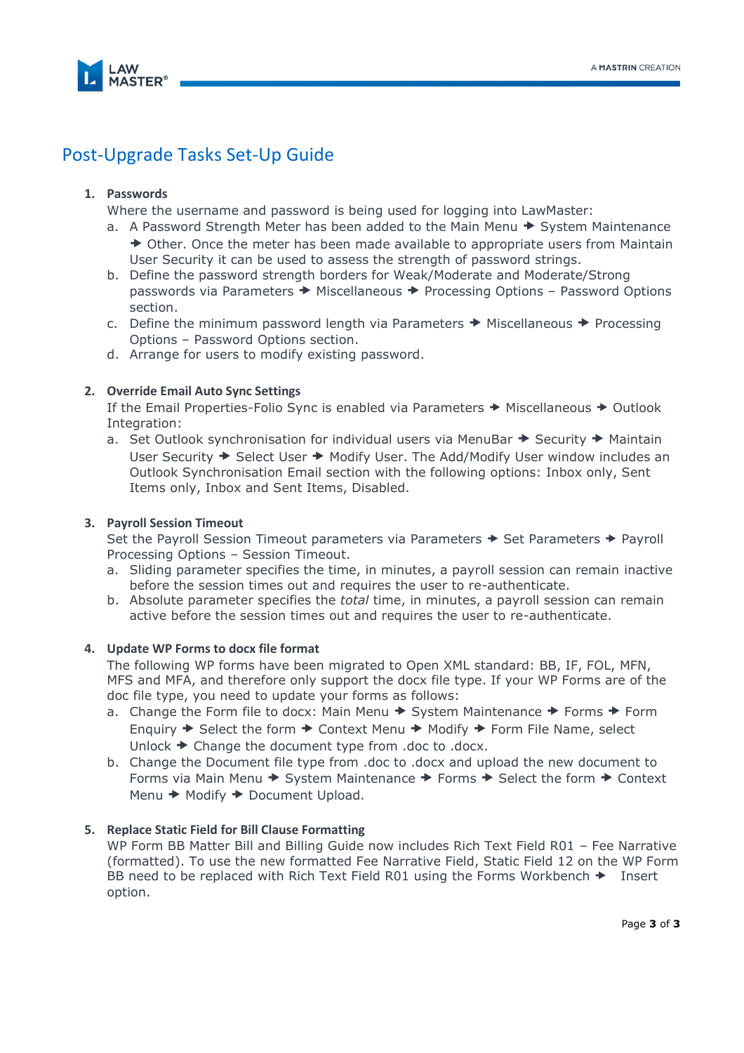# Post-Upgrade Tasks Set-Up Guide

1. **Passwords**
   Where the username and password is being used for logging into LawMaster:
   a. A Password Strength Meter has been added to the Main Menu ➔ System Maintenance ➔ Other. Once the meter has been made available to appropriate users from Maintain User Security it can be used to assess the strength of password strings.
   b. Define the password strength borders for Weak/Moderate and Moderate/Strong passwords via Parameters ➔ Miscellaneous ➔ Processing Options – Password Options section.
   c. Define the minimum password length via Parameters ➔ Miscellaneous ➔ Processing Options – Password Options section.
   d. Arrange for users to modify existing password.

2. **Override Email Auto Sync Settings**
   If the Email Properties-Folio Sync is enabled via Parameters ➔ Miscellaneous ➔ Outlook Integration:
   a. Set Outlook synchronisation for individual users via MenuBar ➔ Security ➔ Maintain User Security ➔ Select User ➔ Modify User. The Add/Modify User window includes an Outlook Synchronisation Email section with the following options: Inbox only, Sent Items only, Inbox and Sent Items, Disabled.

3. **Payroll Session Timeout**
   Set the Payroll Session Timeout parameters via Parameters ➔ Set Parameters ➔ Payroll Processing Options – Session Timeout.
   a. Sliding parameter specifies the time, in minutes, a payroll session can remain inactive before the session times out and requires the user to re-authenticate.
   b. Absolute parameter specifies the *total* time, in minutes, a payroll session can remain active before the session times out and requires the user to re-authenticate.

4. **Update WP Forms to docx file format**
   The following WP forms have been migrated to Open XML standard: BB, IF, FOL, MFN, MFS and MFA, and therefore only support the docx file type. If your WP Forms are of the doc file type, you need to update your forms as follows:
   a. Change the Form file to docx: Main Menu ➔ System Maintenance ➔ Forms ➔ Form Enquiry ➔ Select the form ➔ Context Menu ➔ Modify ➔ Form File Name, select Unlock ➔ Change the document type from .doc to .docx.
   b. Change the Document file type from .doc to .docx and upload the new document to Forms via Main Menu ➔ System Maintenance ➔ Forms ➔ Select the form ➔ Context Menu ➔ Modify ➔ Document Upload.

5. **Replace Static Field for Bill Clause Formatting**
   WP Form BB Matter Bill and Billing Guide now includes Rich Text Field R01 – Fee Narrative (formatted). To use the new formatted Fee Narrative Field, Static Field 12 on the WP Form BB need to be replaced with Rich Text Field R01 using the Forms Workbench ➔ Insert option.